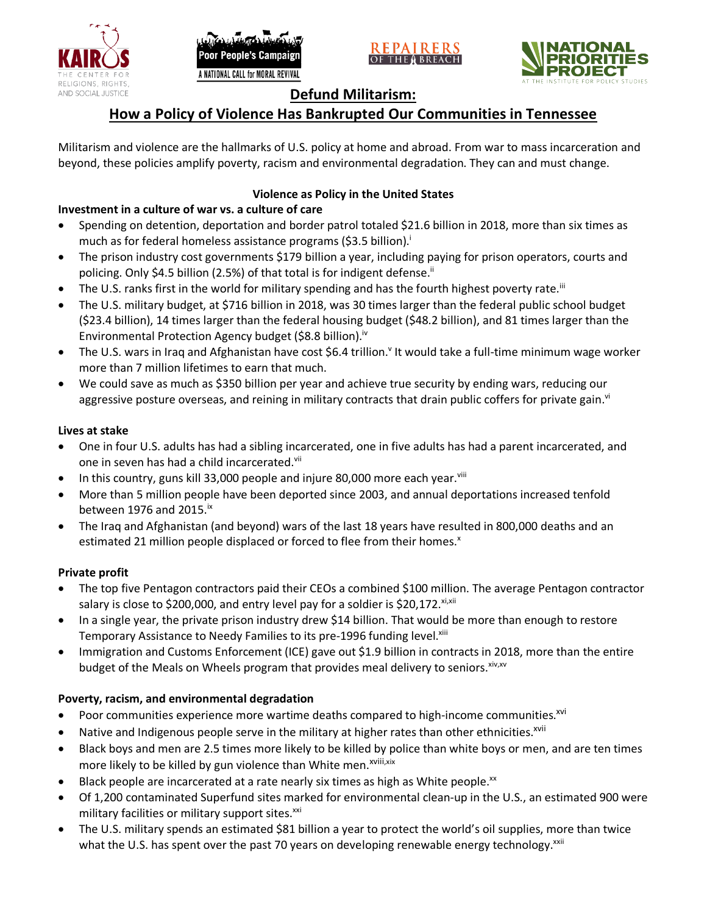# Defund Militarism:

## How a Policy of Violence Has Bankrupted Our Communities in Tennessee

Militarism and violence are the hallmarks of U.S. policy at home and abroad. From war to mass incarceration and beyond, these policies amplify poverty, racism and environmental degradation. They can and must change.

### Violence as Policy in the United States

**Investment in a culture of war vs. a culture of care**

- Spending on detention, deportation and border patrol totaled $21.6 billion in 2018, more than six times as much as for federal homeless assistance programs ($3.5 billion).[i]
- The prison industry cost governments $179 billion a year, including paying for prison operators, courts and policing. Only $4.5 billion (2.5%) of that total is for indigent defense.[ii]
- The U.S. ranks first in the world for military spending and has the fourth highest poverty rate.[iii]
- The U.S. military budget, at $716 billion in 2018, was 30 times larger than the federal public school budget ($23.4 billion), 14 times larger than the federal housing budget ($48.2 billion), and 81 times larger than the Environmental Protection Agency budget ($8.8 billion).[iv]
- The U.S. wars in Iraq and Afghanistan have cost $6.4 trillion.[v] It would take a full-time minimum wage worker more than 7 million lifetimes to earn that much.
- We could save as much as $350 billion per year and achieve true security by ending wars, reducing our aggressive posture overseas, and reining in military contracts that drain public coffers for private gain.[vi]

**Lives at stake**

- One in four U.S. adults has had a sibling incarcerated, one in five adults has had a parent incarcerated, and one in seven has had a child incarcerated.[vii]
- In this country, guns kill 33,000 people and injure 80,000 more each year.[viii]
- More than 5 million people have been deported since 2003, and annual deportations increased tenfold between 1976 and 2015.[ix]
- The Iraq and Afghanistan (and beyond) wars of the last 18 years have resulted in 800,000 deaths and an estimated 21 million people displaced or forced to flee from their homes.[x]

**Private profit**

- The top five Pentagon contractors paid their CEOs a combined $100 million. The average Pentagon contractor salary is close to $200,000, and entry level pay for a soldier is $20,172.[xi,xii]
- In a single year, the private prison industry drew $14 billion. That would be more than enough to restore Temporary Assistance to Needy Families to its pre-1996 funding level.[xiii]
- Immigration and Customs Enforcement (ICE) gave out $1.9 billion in contracts in 2018, more than the entire budget of the Meals on Wheels program that provides meal delivery to seniors.[xiv,xv]

**Poverty, racism, and environmental degradation**

- Poor communities experience more wartime deaths compared to high-income communities.[xvi]
- Native and Indigenous people serve in the military at higher rates than other ethnicities.[xvii]
- Black boys and men are 2.5 times more likely to be killed by police than white boys or men, and are ten times more likely to be killed by gun violence than White men.[xviii,xix]
- Black people are incarcerated at a rate nearly six times as high as White people.[xx]
- Of 1,200 contaminated Superfund sites marked for environmental clean-up in the U.S., an estimated 900 were military facilities or military support sites.[xxi]
- The U.S. military spends an estimated $81 billion a year to protect the world's oil supplies, more than twice what the U.S. has spent over the past 70 years on developing renewable energy technology.[xxii]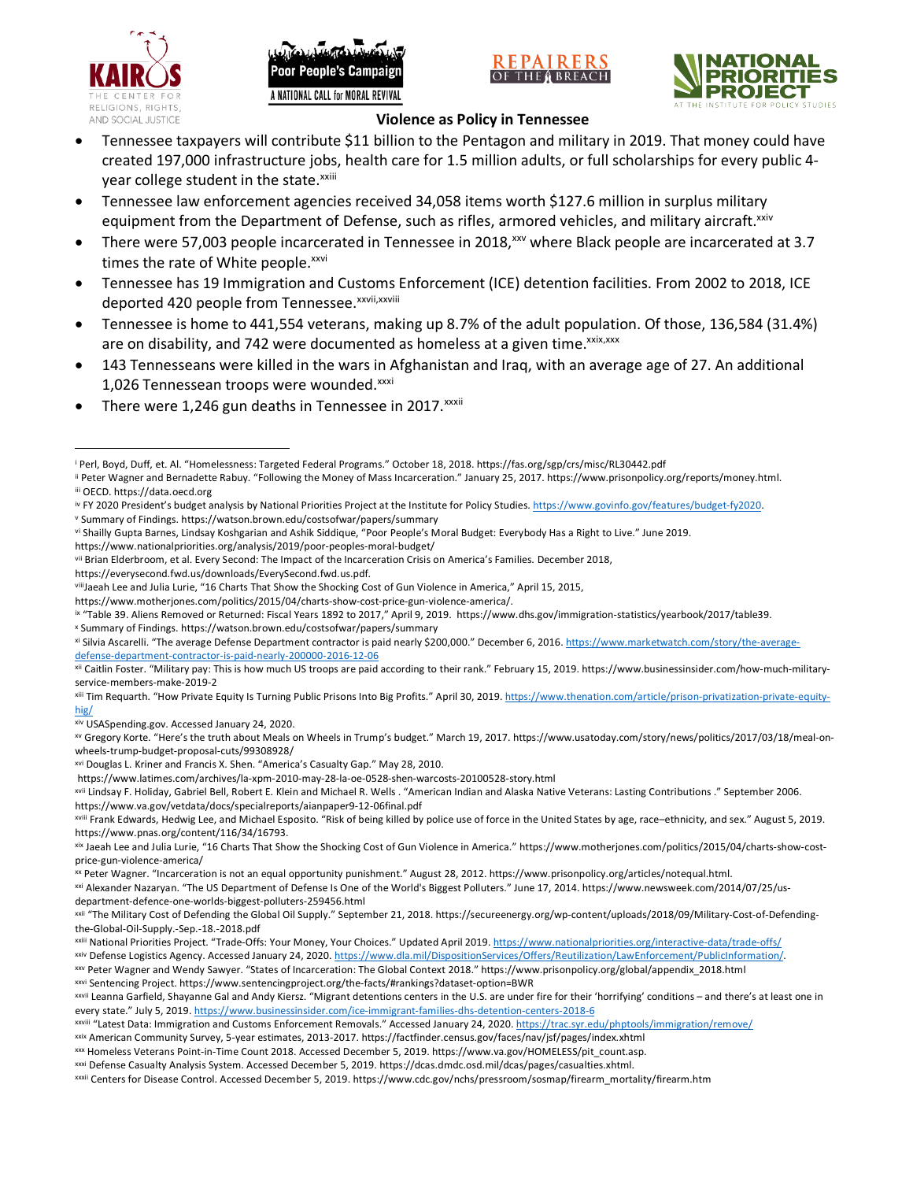## Violence as Policy in Tennessee

- Tennessee taxpayers will contribute $11 billion to the Pentagon and military in 2019. That money could have created 197,000 infrastructure jobs, health care for 1.5 million adults, or full scholarships for every public 4-year college student in the state.[xxiii]
- Tennessee law enforcement agencies received 34,058 items worth $127.6 million in surplus military equipment from the Department of Defense, such as rifles, armored vehicles, and military aircraft.[xxiv]
- There were 57,003 people incarcerated in Tennessee in 2018,[xxv] where Black people are incarcerated at 3.7 times the rate of White people.[xxvi]
- Tennessee has 19 Immigration and Customs Enforcement (ICE) detention facilities. From 2002 to 2018, ICE deported 420 people from Tennessee.[xxvii,xxviii]
- Tennessee is home to 441,554 veterans, making up 8.7% of the adult population. Of those, 136,584 (31.4%) are on disability, and 742 were documented as homeless at a given time.[xxix,xxx]
- 143 Tennesseans were killed in the wars in Afghanistan and Iraq, with an average age of 27. An additional 1,026 Tennessean troops were wounded.[xxxi]
- There were 1,246 gun deaths in Tennessee in 2017.[xxxii]

---

[i] Perl, Boyd, Duff, et. Al. "Homelessness: Targeted Federal Programs." October 18, 2018. https://fas.org/sgp/crs/misc/RL30442.pdf

[ii] Peter Wagner and Bernadette Rabuy. "Following the Money of Mass Incarceration." January 25, 2017. https://www.prisonpolicy.org/reports/money.html.

[iii] OECD. https://data.oecd.org

[iv] FY 2020 President's budget analysis by National Priorities Project at the Institute for Policy Studies. https://www.govinfo.gov/features/budget-fy2020.

[v] Summary of Findings. https://watson.brown.edu/costsofwar/papers/summary

[vi] Shailly Gupta Barnes, Lindsay Koshgarian and Ashik Siddique, "Poor People's Moral Budget: Everybody Has a Right to Live." June 2019. https://www.nationalpriorities.org/analysis/2019/poor-peoples-moral-budget/

[vii] Brian Elderbroom, et al. Every Second: The Impact of the Incarceration Crisis on America's Families. December 2018, https://everysecond.fwd.us/downloads/EverySecond.fwd.us.pdf.

[viii] Jaeah Lee and Julia Lurie, "16 Charts That Show the Shocking Cost of Gun Violence in America," April 15, 2015, https://www.motherjones.com/politics/2015/04/charts-show-cost-price-gun-violence-america/.

[ix] "Table 39. Aliens Removed or Returned: Fiscal Years 1892 to 2017," April 9, 2019. https://www.dhs.gov/immigration-statistics/yearbook/2017/table39.

[x] Summary of Findings. https://watson.brown.edu/costsofwar/papers/summary

[xi] Silvia Ascarelli. "The average Defense Department contractor is paid nearly $200,000." December 6, 2016. https://www.marketwatch.com/story/the-average-defense-department-contractor-is-paid-nearly-200000-2016-12-06

[xii] Caitlin Foster. "Military pay: This is how much US troops are paid according to their rank." February 15, 2019. https://www.businessinsider.com/how-much-military-service-members-make-2019-2

[xiii] Tim Requarth. "How Private Equity Is Turning Public Prisons Into Big Profits." April 30, 2019. https://www.thenation.com/article/prison-privatization-private-equity-hig/

[xiv] USASpending.gov. Accessed January 24, 2020.

[xv] Gregory Korte. "Here's the truth about Meals on Wheels in Trump's budget." March 19, 2017. https://www.usatoday.com/story/news/politics/2017/03/18/meal-on-wheels-trump-budget-proposal-cuts/99308928/

[xvi] Douglas L. Kriner and Francis X. Shen. "America's Casualty Gap." May 28, 2010. https://www.latimes.com/archives/la-xpm-2010-may-28-la-oe-0528-shen-warcosts-20100528-story.html

[xvii] Lindsay F. Holiday, Gabriel Bell, Robert E. Klein and Michael R. Wells . "American Indian and Alaska Native Veterans: Lasting Contributions ." September 2006. https://www.va.gov/vetdata/docs/specialreports/aianpaper9-12-06final.pdf

[xviii] Frank Edwards, Hedwig Lee, and Michael Esposito. "Risk of being killed by police use of force in the United States by age, race–ethnicity, and sex." August 5, 2019. https://www.pnas.org/content/116/34/16793.

[xix] Jaeah Lee and Julia Lurie, "16 Charts That Show the Shocking Cost of Gun Violence in America." https://www.motherjones.com/politics/2015/04/charts-show-cost-price-gun-violence-america/

[xx] Peter Wagner. "Incarceration is not an equal opportunity punishment." August 28, 2012. https://www.prisonpolicy.org/articles/notequal.html.

[xxi] Alexander Nazaryan. "The US Department of Defense Is One of the World's Biggest Polluters." June 17, 2014. https://www.newsweek.com/2014/07/25/us-department-defence-one-worlds-biggest-polluters-259456.html

[xxii] "The Military Cost of Defending the Global Oil Supply." September 21, 2018. https://secureenergy.org/wp-content/uploads/2018/09/Military-Cost-of-Defending-the-Global-Oil-Supply.-Sep.-18.-2018.pdf

[xxiii] National Priorities Project. "Trade-Offs: Your Money, Your Choices." Updated April 2019. https://www.nationalpriorities.org/interactive-data/trade-offs/

[xxiv] Defense Logistics Agency. Accessed January 24, 2020. https://www.dla.mil/DispositionServices/Offers/Reutilization/LawEnforcement/PublicInformation/.

[xxv] Peter Wagner and Wendy Sawyer. "States of Incarceration: The Global Context 2018." https://www.prisonpolicy.org/global/appendix_2018.html

[xxvi] Sentencing Project. https://www.sentencingproject.org/the-facts/#rankings?dataset-option=BWR

[xxvii] Leanna Garfield, Shayanne Gal and Andy Kiersz. "Migrant detentions centers in the U.S. are under fire for their 'horrifying' conditions – and there's at least one in every state." July 5, 2019. https://www.businessinsider.com/ice-immigrant-families-dhs-detention-centers-2018-6

[xxviii] "Latest Data: Immigration and Customs Enforcement Removals." Accessed January 24, 2020. https://trac.syr.edu/phptools/immigration/remove/

[xxix] American Community Survey, 5-year estimates, 2013-2017. https://factfinder.census.gov/faces/nav/jsf/pages/index.xhtml

[xxx] Homeless Veterans Point-in-Time Count 2018. Accessed December 5, 2019. https://www.va.gov/HOMELESS/pit_count.asp.

[xxxi] Defense Casualty Analysis System. Accessed December 5, 2019. https://dcas.dmdc.osd.mil/dcas/pages/casualties.xhtml.

[xxxii] Centers for Disease Control. Accessed December 5, 2019. https://www.cdc.gov/nchs/pressroom/sosmap/firearm_mortality/firearm.htm